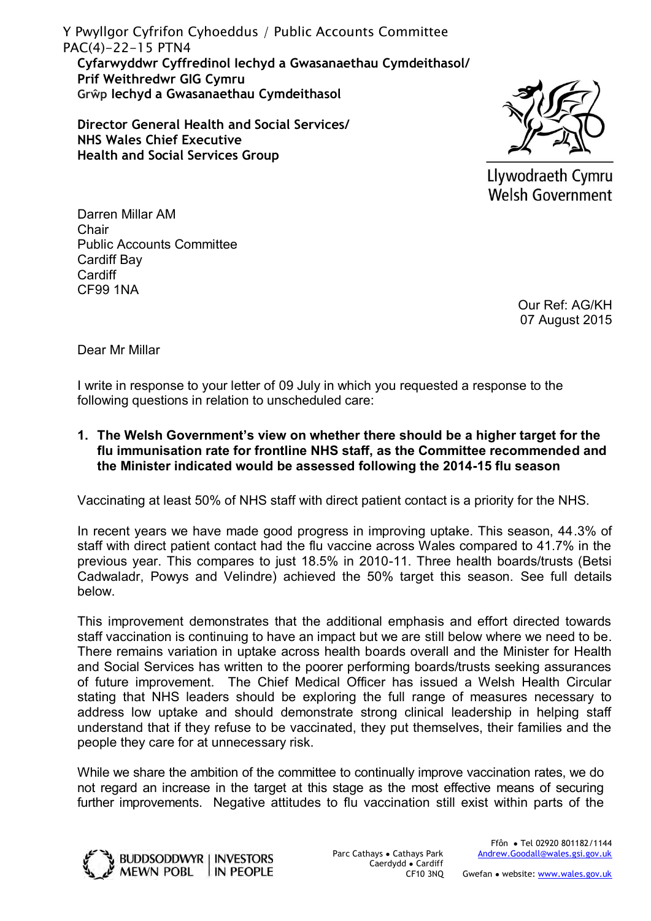Y Pwyllgor Cyfrifon Cyhoeddus / Public Accounts Committee
PAC(4)-22-15 PTN4

**Cyfarwyddwr Cyffredinol Iechyd a Gwasanaethau Cymdeithasol/**
**Prif Weithredwr GIG Cymru**
**Grŵp Iechyd a Gwasanaethau Cymdeithasol**

**Director General Health and Social Services/**
**NHS Wales Chief Executive**
**Health and Social Services Group**

Llywodraeth Cymru
Welsh Government

Darren Millar AM
Chair
Public Accounts Committee
Cardiff Bay
Cardiff
CF99 1NA

Our Ref: AG/KH
07 August 2015

Dear Mr Millar

I write in response to your letter of 09 July in which you requested a response to the following questions in relation to unscheduled care:

1. **The Welsh Government's view on whether there should be a higher target for the flu immunisation rate for frontline NHS staff, as the Committee recommended and the Minister indicated would be assessed following the 2014-15 flu season**

Vaccinating at least 50% of NHS staff with direct patient contact is a priority for the NHS.

In recent years we have made good progress in improving uptake. This season, 44.3% of staff with direct patient contact had the flu vaccine across Wales compared to 41.7% in the previous year. This compares to just 18.5% in 2010-11. Three health boards/trusts (Betsi Cadwaladr, Powys and Velindre) achieved the 50% target this season. See full details below.

This improvement demonstrates that the additional emphasis and effort directed towards staff vaccination is continuing to have an impact but we are still below where we need to be. There remains variation in uptake across health boards overall and the Minister for Health and Social Services has written to the poorer performing boards/trusts seeking assurances of future improvement. The Chief Medical Officer has issued a Welsh Health Circular stating that NHS leaders should be exploring the full range of measures necessary to address low uptake and should demonstrate strong clinical leadership in helping staff understand that if they refuse to be vaccinated, they put themselves, their families and the people they care for at unnecessary risk.

While we share the ambition of the committee to continually improve vaccination rates, we do not regard an increase in the target at this stage as the most effective means of securing further improvements. Negative attitudes to flu vaccination still exist within parts of the

BUDDSODDWYR MEWN POBL | INVESTORS IN PEOPLE

Parc Cathays • Cathays Park
Caerdydd • Cardiff
CF10 3NQ

Ffôn • Tel 02920 801182/1144
Andrew.Goodall@wales.gsi.gov.uk
Gwefan • website: www.wales.gov.uk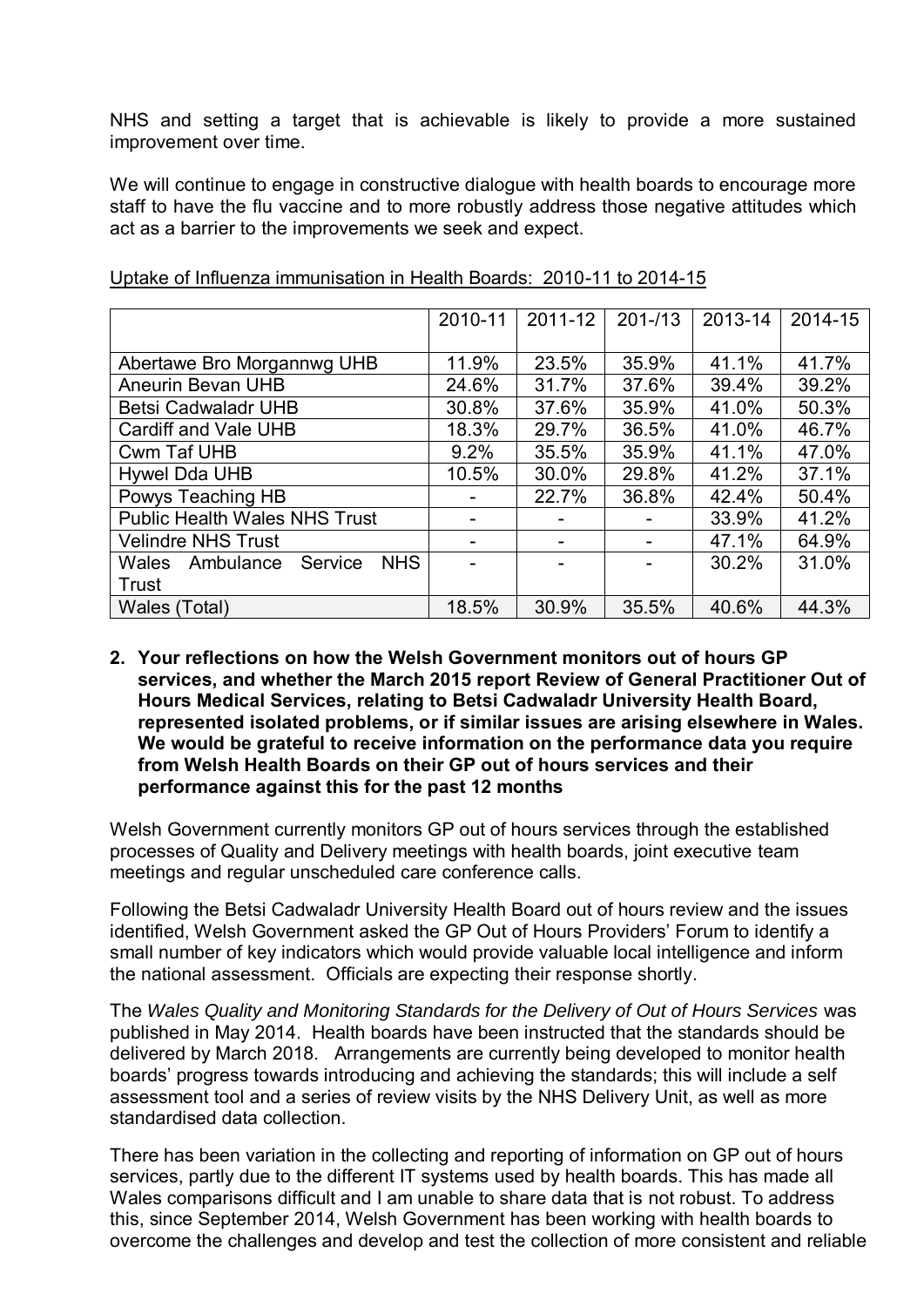NHS and setting a target that is achievable is likely to provide a more sustained improvement over time.

We will continue to engage in constructive dialogue with health boards to encourage more staff to have the flu vaccine and to more robustly address those negative attitudes which act as a barrier to the improvements we seek and expect.

Uptake of Influenza immunisation in Health Boards: 2010-11 to 2014-15

| | 2010-11 | 2011-12 | 201-/13 | 2013-14 | 2014-15 |
|---|---|---|---|---|---|
| Abertawe Bro Morgannwg UHB | 11.9% | 23.5% | 35.9% | 41.1% | 41.7% |
| Aneurin Bevan UHB | 24.6% | 31.7% | 37.6% | 39.4% | 39.2% |
| Betsi Cadwaladr UHB | 30.8% | 37.6% | 35.9% | 41.0% | 50.3% |
| Cardiff and Vale UHB | 18.3% | 29.7% | 36.5% | 41.0% | 46.7% |
| Cwm Taf UHB | 9.2% | 35.5% | 35.9% | 41.1% | 47.0% |
| Hywel Dda UHB | 10.5% | 30.0% | 29.8% | 41.2% | 37.1% |
| Powys Teaching HB | - | 22.7% | 36.8% | 42.4% | 50.4% |
| Public Health Wales NHS Trust | - | - | - | 33.9% | 41.2% |
| Velindre NHS Trust | - | - | - | 47.1% | 64.9% |
| Wales Ambulance Service NHS Trust | - | - | - | 30.2% | 31.0% |
| Wales (Total) | 18.5% | 30.9% | 35.5% | 40.6% | 44.3% |

**2. Your reflections on how the Welsh Government monitors out of hours GP services, and whether the March 2015 report Review of General Practitioner Out of Hours Medical Services, relating to Betsi Cadwaladr University Health Board, represented isolated problems, or if similar issues are arising elsewhere in Wales. We would be grateful to receive information on the performance data you require from Welsh Health Boards on their GP out of hours services and their performance against this for the past 12 months**

Welsh Government currently monitors GP out of hours services through the established processes of Quality and Delivery meetings with health boards, joint executive team meetings and regular unscheduled care conference calls.

Following the Betsi Cadwaladr University Health Board out of hours review and the issues identified, Welsh Government asked the GP Out of Hours Providers' Forum to identify a small number of key indicators which would provide valuable local intelligence and inform the national assessment. Officials are expecting their response shortly.

The *Wales Quality and Monitoring Standards for the Delivery of Out of Hours Services* was published in May 2014. Health boards have been instructed that the standards should be delivered by March 2018. Arrangements are currently being developed to monitor health boards' progress towards introducing and achieving the standards; this will include a self assessment tool and a series of review visits by the NHS Delivery Unit, as well as more standardised data collection.

There has been variation in the collecting and reporting of information on GP out of hours services, partly due to the different IT systems used by health boards. This has made all Wales comparisons difficult and I am unable to share data that is not robust. To address this, since September 2014, Welsh Government has been working with health boards to overcome the challenges and develop and test the collection of more consistent and reliable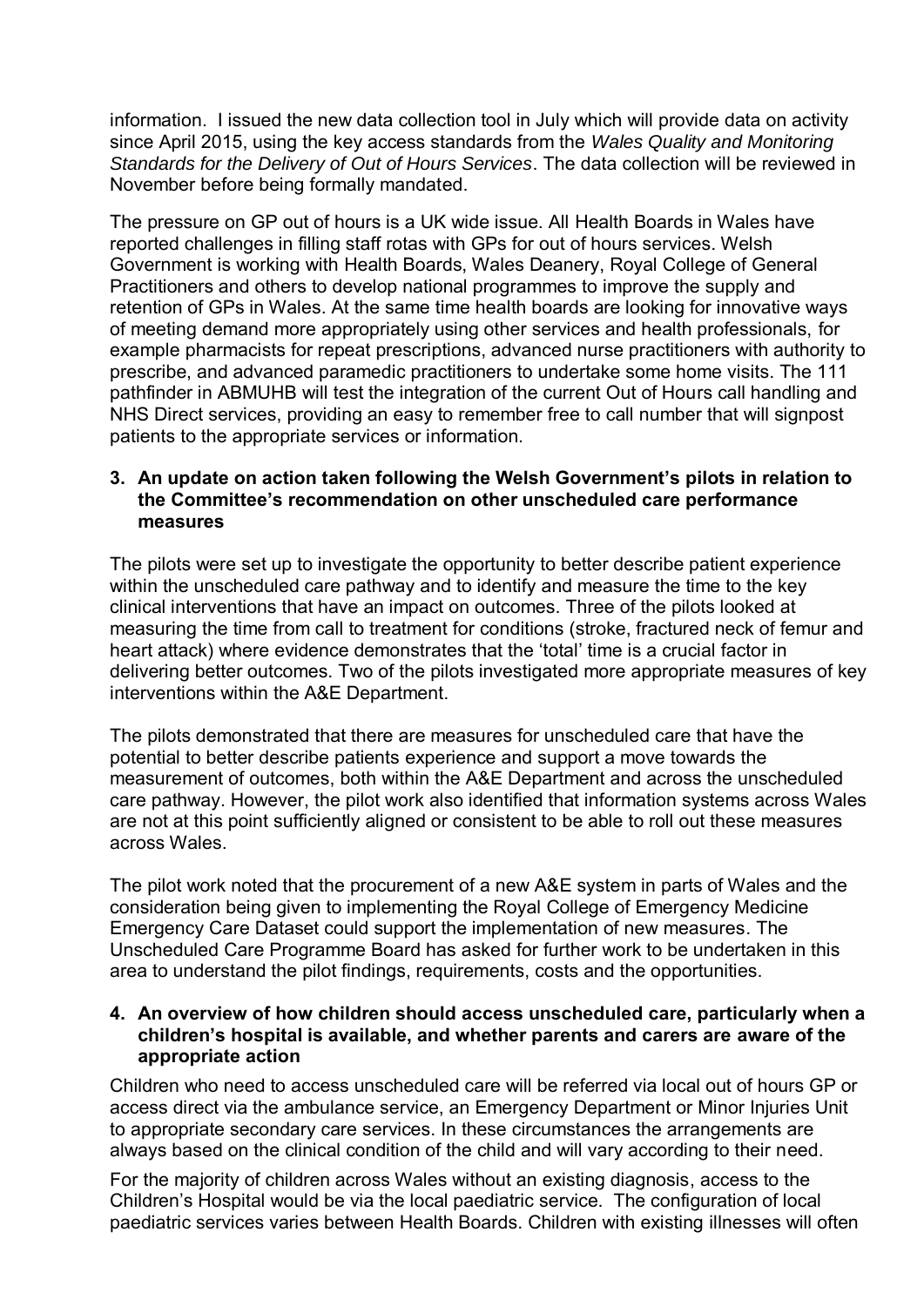information. I issued the new data collection tool in July which will provide data on activity since April 2015, using the key access standards from the *Wales Quality and Monitoring Standards for the Delivery of Out of Hours Services*. The data collection will be reviewed in November before being formally mandated.

The pressure on GP out of hours is a UK wide issue. All Health Boards in Wales have reported challenges in filling staff rotas with GPs for out of hours services. Welsh Government is working with Health Boards, Wales Deanery, Royal College of General Practitioners and others to develop national programmes to improve the supply and retention of GPs in Wales. At the same time health boards are looking for innovative ways of meeting demand more appropriately using other services and health professionals, for example pharmacists for repeat prescriptions, advanced nurse practitioners with authority to prescribe, and advanced paramedic practitioners to undertake some home visits. The 111 pathfinder in ABMUHB will test the integration of the current Out of Hours call handling and NHS Direct services, providing an easy to remember free to call number that will signpost patients to the appropriate services or information.

**3. An update on action taken following the Welsh Government's pilots in relation to the Committee's recommendation on other unscheduled care performance measures**

The pilots were set up to investigate the opportunity to better describe patient experience within the unscheduled care pathway and to identify and measure the time to the key clinical interventions that have an impact on outcomes. Three of the pilots looked at measuring the time from call to treatment for conditions (stroke, fractured neck of femur and heart attack) where evidence demonstrates that the 'total' time is a crucial factor in delivering better outcomes. Two of the pilots investigated more appropriate measures of key interventions within the A&E Department.

The pilots demonstrated that there are measures for unscheduled care that have the potential to better describe patients experience and support a move towards the measurement of outcomes, both within the A&E Department and across the unscheduled care pathway. However, the pilot work also identified that information systems across Wales are not at this point sufficiently aligned or consistent to be able to roll out these measures across Wales.

The pilot work noted that the procurement of a new A&E system in parts of Wales and the consideration being given to implementing the Royal College of Emergency Medicine Emergency Care Dataset could support the implementation of new measures. The Unscheduled Care Programme Board has asked for further work to be undertaken in this area to understand the pilot findings, requirements, costs and the opportunities.

**4. An overview of how children should access unscheduled care, particularly when a children's hospital is available, and whether parents and carers are aware of the appropriate action**

Children who need to access unscheduled care will be referred via local out of hours GP or access direct via the ambulance service, an Emergency Department or Minor Injuries Unit to appropriate secondary care services. In these circumstances the arrangements are always based on the clinical condition of the child and will vary according to their need.

For the majority of children across Wales without an existing diagnosis, access to the Children's Hospital would be via the local paediatric service. The configuration of local paediatric services varies between Health Boards. Children with existing illnesses will often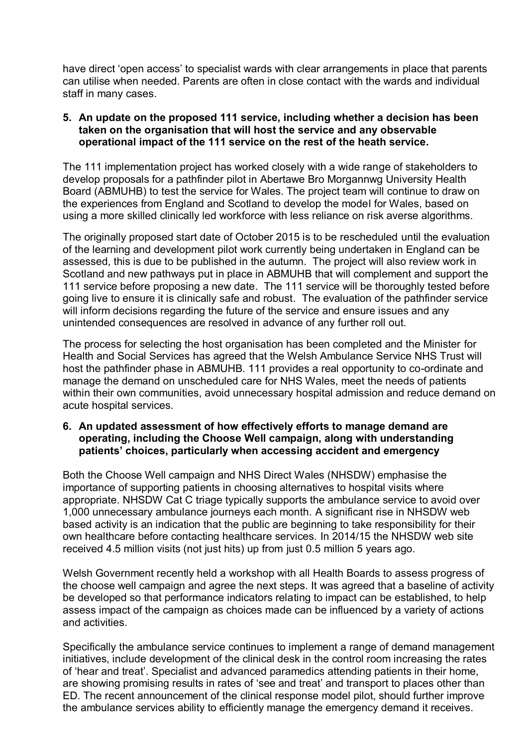have direct 'open access' to specialist wards with clear arrangements in place that parents can utilise when needed. Parents are often in close contact with the wards and individual staff in many cases.

**5. An update on the proposed 111 service, including whether a decision has been taken on the organisation that will host the service and any observable operational impact of the 111 service on the rest of the heath service.**

The 111 implementation project has worked closely with a wide range of stakeholders to develop proposals for a pathfinder pilot in Abertawe Bro Morgannwg University Health Board (ABMUHB) to test the service for Wales. The project team will continue to draw on the experiences from England and Scotland to develop the model for Wales, based on using a more skilled clinically led workforce with less reliance on risk averse algorithms.

The originally proposed start date of October 2015 is to be rescheduled until the evaluation of the learning and development pilot work currently being undertaken in England can be assessed, this is due to be published in the autumn. The project will also review work in Scotland and new pathways put in place in ABMUHB that will complement and support the 111 service before proposing a new date. The 111 service will be thoroughly tested before going live to ensure it is clinically safe and robust. The evaluation of the pathfinder service will inform decisions regarding the future of the service and ensure issues and any unintended consequences are resolved in advance of any further roll out.

The process for selecting the host organisation has been completed and the Minister for Health and Social Services has agreed that the Welsh Ambulance Service NHS Trust will host the pathfinder phase in ABMUHB. 111 provides a real opportunity to co-ordinate and manage the demand on unscheduled care for NHS Wales, meet the needs of patients within their own communities, avoid unnecessary hospital admission and reduce demand on acute hospital services.

**6. An updated assessment of how effectively efforts to manage demand are operating, including the Choose Well campaign, along with understanding patients' choices, particularly when accessing accident and emergency**

Both the Choose Well campaign and NHS Direct Wales (NHSDW) emphasise the importance of supporting patients in choosing alternatives to hospital visits where appropriate. NHSDW Cat C triage typically supports the ambulance service to avoid over 1,000 unnecessary ambulance journeys each month. A significant rise in NHSDW web based activity is an indication that the public are beginning to take responsibility for their own healthcare before contacting healthcare services. In 2014/15 the NHSDW web site received 4.5 million visits (not just hits) up from just 0.5 million 5 years ago.

Welsh Government recently held a workshop with all Health Boards to assess progress of the choose well campaign and agree the next steps. It was agreed that a baseline of activity be developed so that performance indicators relating to impact can be established, to help assess impact of the campaign as choices made can be influenced by a variety of actions and activities.

Specifically the ambulance service continues to implement a range of demand management initiatives, include development of the clinical desk in the control room increasing the rates of 'hear and treat'. Specialist and advanced paramedics attending patients in their home, are showing promising results in rates of 'see and treat' and transport to places other than ED. The recent announcement of the clinical response model pilot, should further improve the ambulance services ability to efficiently manage the emergency demand it receives.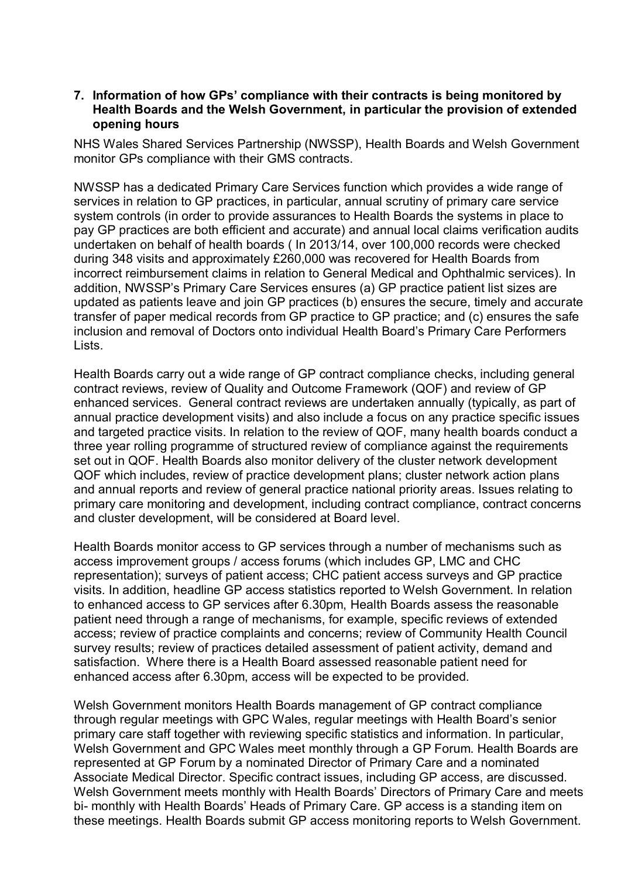**7. Information of how GPs' compliance with their contracts is being monitored by Health Boards and the Welsh Government, in particular the provision of extended opening hours**

NHS Wales Shared Services Partnership (NWSSP), Health Boards and Welsh Government monitor GPs compliance with their GMS contracts.

NWSSP has a dedicated Primary Care Services function which provides a wide range of services in relation to GP practices, in particular, annual scrutiny of primary care service system controls (in order to provide assurances to Health Boards the systems in place to pay GP practices are both efficient and accurate) and annual local claims verification audits undertaken on behalf of health boards ( In 2013/14, over 100,000 records were checked during 348 visits and approximately £260,000 was recovered for Health Boards from incorrect reimbursement claims in relation to General Medical and Ophthalmic services). In addition, NWSSP's Primary Care Services ensures (a) GP practice patient list sizes are updated as patients leave and join GP practices (b) ensures the secure, timely and accurate transfer of paper medical records from GP practice to GP practice; and (c) ensures the safe inclusion and removal of Doctors onto individual Health Board's Primary Care Performers Lists.

Health Boards carry out a wide range of GP contract compliance checks, including general contract reviews, review of Quality and Outcome Framework (QOF) and review of GP enhanced services. General contract reviews are undertaken annually (typically, as part of annual practice development visits) and also include a focus on any practice specific issues and targeted practice visits. In relation to the review of QOF, many health boards conduct a three year rolling programme of structured review of compliance against the requirements set out in QOF. Health Boards also monitor delivery of the cluster network development QOF which includes, review of practice development plans; cluster network action plans and annual reports and review of general practice national priority areas. Issues relating to primary care monitoring and development, including contract compliance, contract concerns and cluster development, will be considered at Board level.

Health Boards monitor access to GP services through a number of mechanisms such as access improvement groups / access forums (which includes GP, LMC and CHC representation); surveys of patient access; CHC patient access surveys and GP practice visits. In addition, headline GP access statistics reported to Welsh Government. In relation to enhanced access to GP services after 6.30pm, Health Boards assess the reasonable patient need through a range of mechanisms, for example, specific reviews of extended access; review of practice complaints and concerns; review of Community Health Council survey results; review of practices detailed assessment of patient activity, demand and satisfaction. Where there is a Health Board assessed reasonable patient need for enhanced access after 6.30pm, access will be expected to be provided.

Welsh Government monitors Health Boards management of GP contract compliance through regular meetings with GPC Wales, regular meetings with Health Board's senior primary care staff together with reviewing specific statistics and information. In particular, Welsh Government and GPC Wales meet monthly through a GP Forum. Health Boards are represented at GP Forum by a nominated Director of Primary Care and a nominated Associate Medical Director. Specific contract issues, including GP access, are discussed. Welsh Government meets monthly with Health Boards' Directors of Primary Care and meets bi- monthly with Health Boards' Heads of Primary Care. GP access is a standing item on these meetings. Health Boards submit GP access monitoring reports to Welsh Government.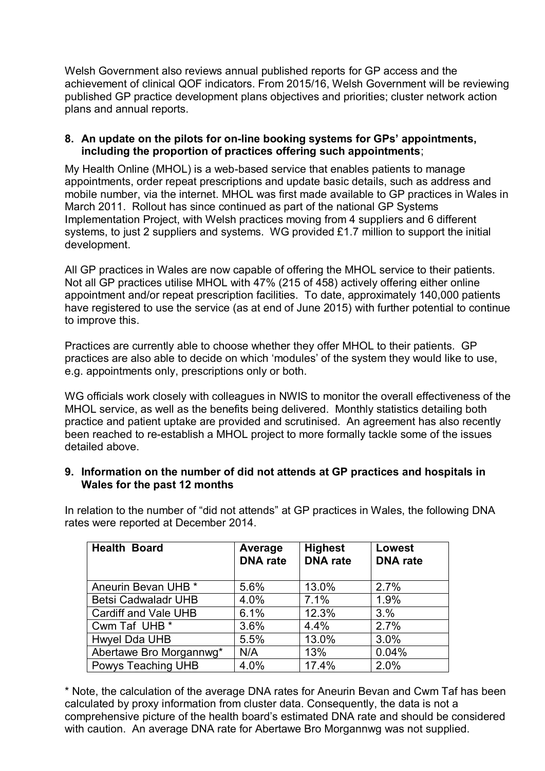Welsh Government also reviews annual published reports for GP access and the achievement of clinical QOF indicators. From 2015/16, Welsh Government will be reviewing published GP practice development plans objectives and priorities; cluster network action plans and annual reports.

**8. An update on the pilots for on-line booking systems for GPs' appointments, including the proportion of practices offering such appointments**;

My Health Online (MHOL) is a web-based service that enables patients to manage appointments, order repeat prescriptions and update basic details, such as address and mobile number, via the internet. MHOL was first made available to GP practices in Wales in March 2011. Rollout has since continued as part of the national GP Systems Implementation Project, with Welsh practices moving from 4 suppliers and 6 different systems, to just 2 suppliers and systems. WG provided £1.7 million to support the initial development.

All GP practices in Wales are now capable of offering the MHOL service to their patients. Not all GP practices utilise MHOL with 47% (215 of 458) actively offering either online appointment and/or repeat prescription facilities. To date, approximately 140,000 patients have registered to use the service (as at end of June 2015) with further potential to continue to improve this.

Practices are currently able to choose whether they offer MHOL to their patients. GP practices are also able to decide on which 'modules' of the system they would like to use, e.g. appointments only, prescriptions only or both.

WG officials work closely with colleagues in NWIS to monitor the overall effectiveness of the MHOL service, as well as the benefits being delivered. Monthly statistics detailing both practice and patient uptake are provided and scrutinised. An agreement has also recently been reached to re-establish a MHOL project to more formally tackle some of the issues detailed above.

**9. Information on the number of did not attends at GP practices and hospitals in Wales for the past 12 months**

In relation to the number of "did not attends" at GP practices in Wales, the following DNA rates were reported at December 2014.

| Health Board | Average DNA rate | Highest DNA rate | Lowest DNA rate |
|---|---|---|---|
| Aneurin Bevan UHB * | 5.6% | 13.0% | 2.7% |
| Betsi Cadwaladr UHB | 4.0% | 7.1% | 1.9% |
| Cardiff and Vale UHB | 6.1% | 12.3% | 3.% |
| Cwm Taf UHB * | 3.6% | 4.4% | 2.7% |
| Hwyel Dda UHB | 5.5% | 13.0% | 3.0% |
| Abertawe Bro Morgannwg* | N/A | 13% | 0.04% |
| Powys Teaching UHB | 4.0% | 17.4% | 2.0% |

* Note, the calculation of the average DNA rates for Aneurin Bevan and Cwm Taf has been calculated by proxy information from cluster data. Consequently, the data is not a comprehensive picture of the health board's estimated DNA rate and should be considered with caution. An average DNA rate for Abertawe Bro Morgannwg was not supplied.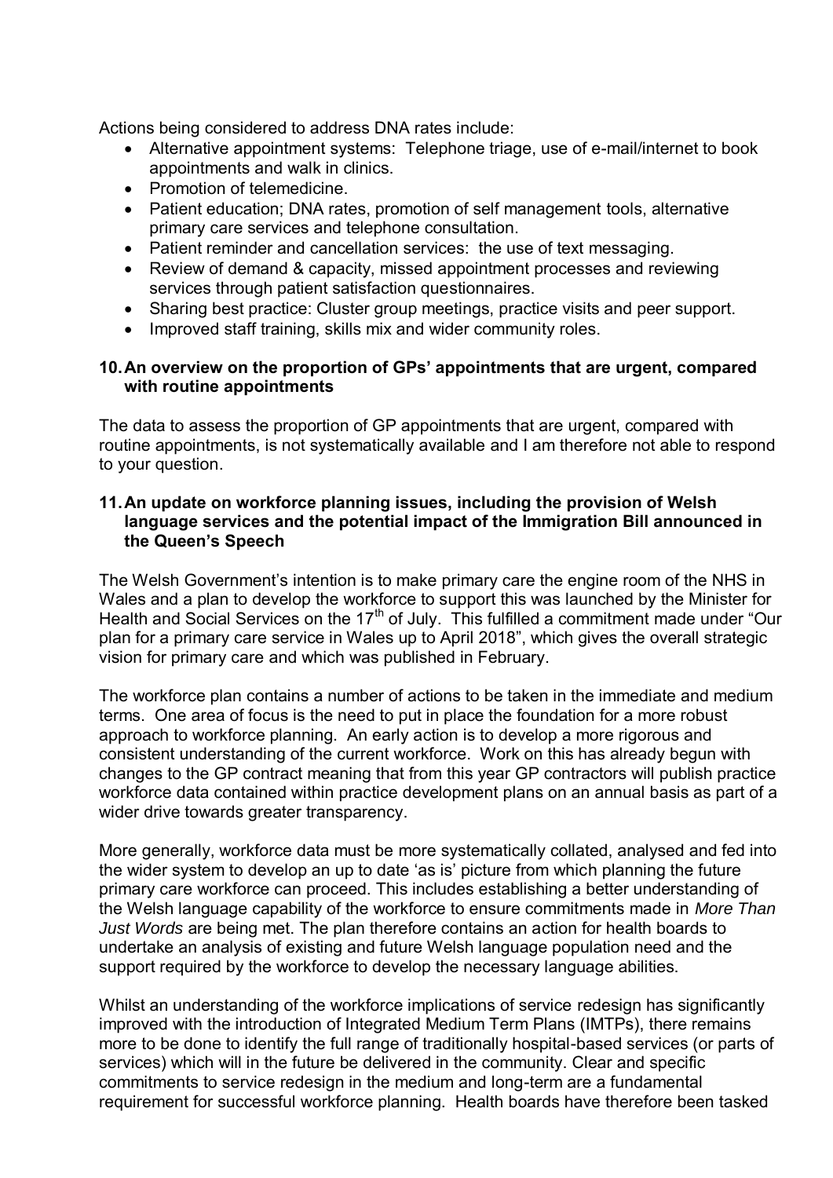Actions being considered to address DNA rates include:

- Alternative appointment systems: Telephone triage, use of e-mail/internet to book appointments and walk in clinics.
- Promotion of telemedicine.
- Patient education; DNA rates, promotion of self management tools, alternative primary care services and telephone consultation.
- Patient reminder and cancellation services: the use of text messaging.
- Review of demand & capacity, missed appointment processes and reviewing services through patient satisfaction questionnaires.
- Sharing best practice: Cluster group meetings, practice visits and peer support.
- Improved staff training, skills mix and wider community roles.

**10. An overview on the proportion of GPs' appointments that are urgent, compared with routine appointments**

The data to assess the proportion of GP appointments that are urgent, compared with routine appointments, is not systematically available and I am therefore not able to respond to your question.

**11. An update on workforce planning issues, including the provision of Welsh language services and the potential impact of the Immigration Bill announced in the Queen's Speech**

The Welsh Government's intention is to make primary care the engine room of the NHS in Wales and a plan to develop the workforce to support this was launched by the Minister for Health and Social Services on the 17th of July. This fulfilled a commitment made under "Our plan for a primary care service in Wales up to April 2018", which gives the overall strategic vision for primary care and which was published in February.

The workforce plan contains a number of actions to be taken in the immediate and medium terms. One area of focus is the need to put in place the foundation for a more robust approach to workforce planning. An early action is to develop a more rigorous and consistent understanding of the current workforce. Work on this has already begun with changes to the GP contract meaning that from this year GP contractors will publish practice workforce data contained within practice development plans on an annual basis as part of a wider drive towards greater transparency.

More generally, workforce data must be more systematically collated, analysed and fed into the wider system to develop an up to date 'as is' picture from which planning the future primary care workforce can proceed. This includes establishing a better understanding of the Welsh language capability of the workforce to ensure commitments made in *More Than Just Words* are being met. The plan therefore contains an action for health boards to undertake an analysis of existing and future Welsh language population need and the support required by the workforce to develop the necessary language abilities.

Whilst an understanding of the workforce implications of service redesign has significantly improved with the introduction of Integrated Medium Term Plans (IMTPs), there remains more to be done to identify the full range of traditionally hospital-based services (or parts of services) which will in the future be delivered in the community. Clear and specific commitments to service redesign in the medium and long-term are a fundamental requirement for successful workforce planning. Health boards have therefore been tasked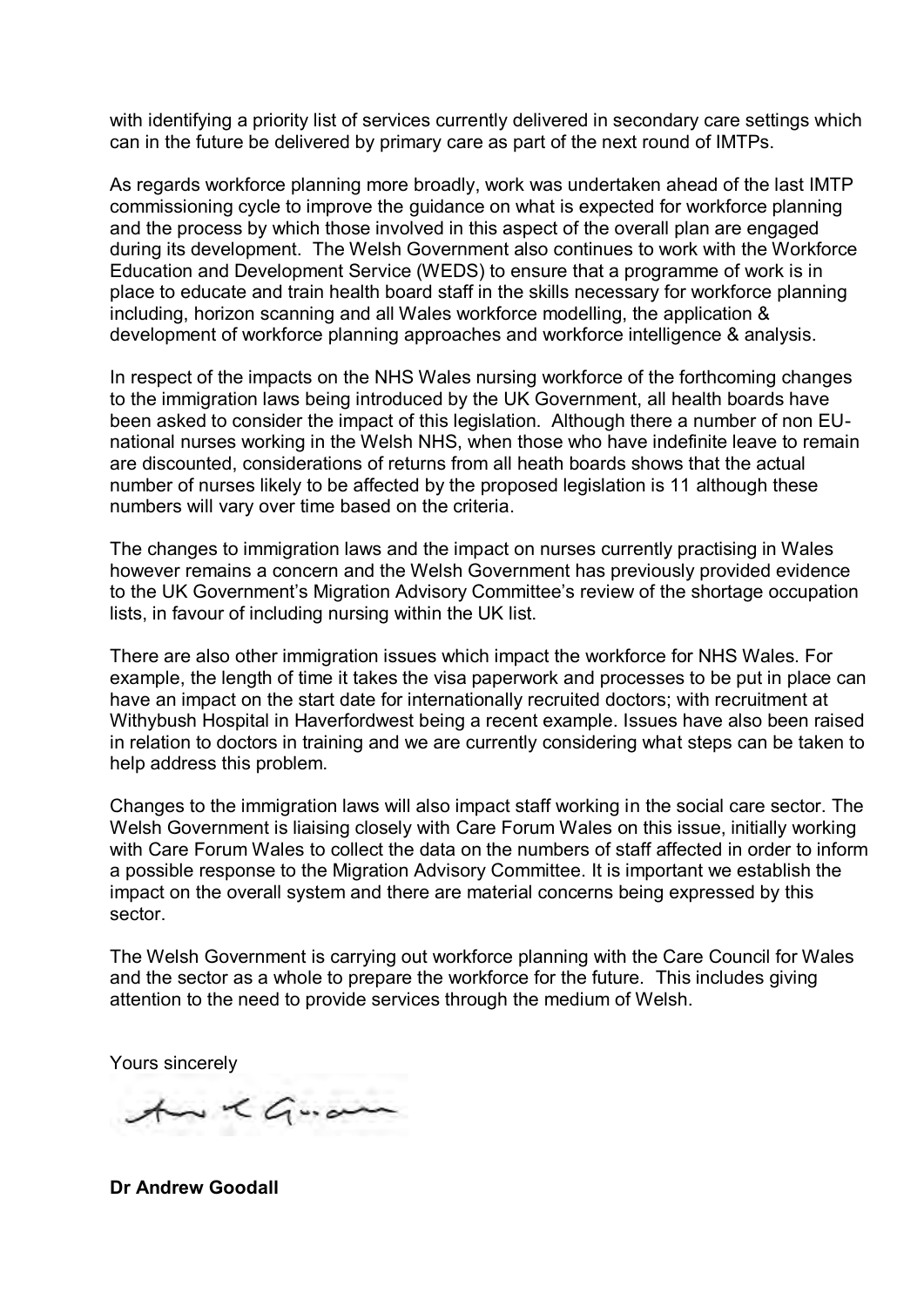with identifying a priority list of services currently delivered in secondary care settings which can in the future be delivered by primary care as part of the next round of IMTPs.

As regards workforce planning more broadly, work was undertaken ahead of the last IMTP commissioning cycle to improve the guidance on what is expected for workforce planning and the process by which those involved in this aspect of the overall plan are engaged during its development. The Welsh Government also continues to work with the Workforce Education and Development Service (WEDS) to ensure that a programme of work is in place to educate and train health board staff in the skills necessary for workforce planning including, horizon scanning and all Wales workforce modelling, the application & development of workforce planning approaches and workforce intelligence & analysis.

In respect of the impacts on the NHS Wales nursing workforce of the forthcoming changes to the immigration laws being introduced by the UK Government, all health boards have been asked to consider the impact of this legislation. Although there a number of non EU-national nurses working in the Welsh NHS, when those who have indefinite leave to remain are discounted, considerations of returns from all heath boards shows that the actual number of nurses likely to be affected by the proposed legislation is 11 although these numbers will vary over time based on the criteria.

The changes to immigration laws and the impact on nurses currently practising in Wales however remains a concern and the Welsh Government has previously provided evidence to the UK Government's Migration Advisory Committee's review of the shortage occupation lists, in favour of including nursing within the UK list.

There are also other immigration issues which impact the workforce for NHS Wales. For example, the length of time it takes the visa paperwork and processes to be put in place can have an impact on the start date for internationally recruited doctors; with recruitment at Withybush Hospital in Haverfordwest being a recent example. Issues have also been raised in relation to doctors in training and we are currently considering what steps can be taken to help address this problem.

Changes to the immigration laws will also impact staff working in the social care sector. The Welsh Government is liaising closely with Care Forum Wales on this issue, initially working with Care Forum Wales to collect the data on the numbers of staff affected in order to inform a possible response to the Migration Advisory Committee. It is important we establish the impact on the overall system and there are material concerns being expressed by this sector.

The Welsh Government is carrying out workforce planning with the Care Council for Wales and the sector as a whole to prepare the workforce for the future. This includes giving attention to the need to provide services through the medium of Welsh.

Yours sincerely

**Dr Andrew Goodall**